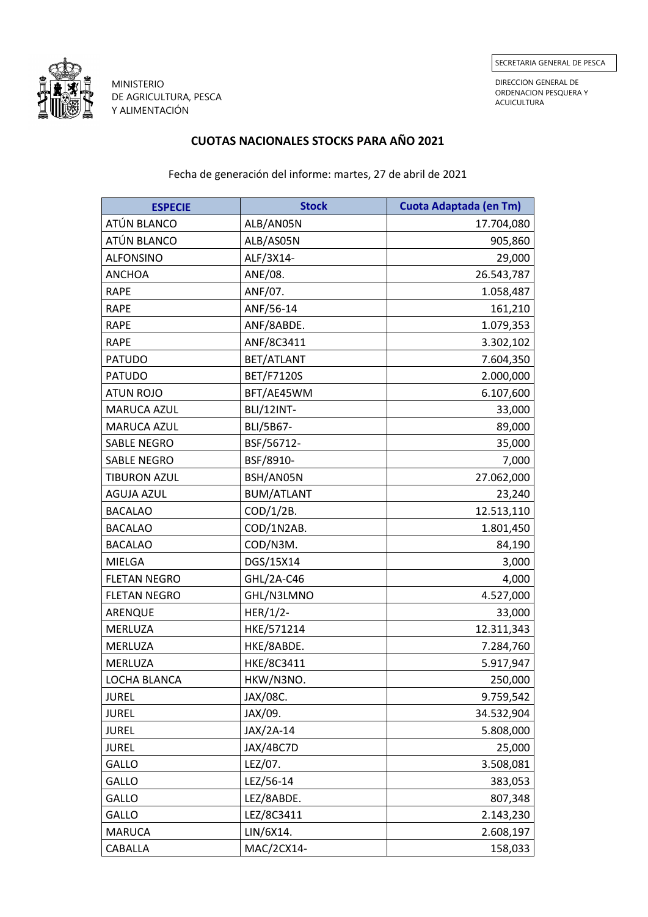MINISTERIO
DE AGRICULTURA, PESCA
Y ALIMENTACIÓN

SECRETARIA GENERAL DE PESCA

DIRECCION GENERAL DE
ORDENACION PESQUERA Y
ACUICULTURA

## CUOTAS NACIONALES STOCKS PARA AÑO 2021

Fecha de generación del informe: martes, 27 de abril de 2021

| ESPECIE | Stock | Cuota Adaptada (en Tm) |
|---|---|---:|
| ATÚN BLANCO | ALB/AN05N | 17.704,080 |
| ATÚN BLANCO | ALB/AS05N | 905,860 |
| ALFONSINO | ALF/3X14- | 29,000 |
| ANCHOA | ANE/08. | 26.543,787 |
| RAPE | ANF/07. | 1.058,487 |
| RAPE | ANF/56-14 | 161,210 |
| RAPE | ANF/8ABDE. | 1.079,353 |
| RAPE | ANF/8C3411 | 3.302,102 |
| PATUDO | BET/ATLANT | 7.604,350 |
| PATUDO | BET/F7120S | 2.000,000 |
| ATUN ROJO | BFT/AE45WM | 6.107,600 |
| MARUCA AZUL | BLI/12INT- | 33,000 |
| MARUCA AZUL | BLI/5B67- | 89,000 |
| SABLE NEGRO | BSF/56712- | 35,000 |
| SABLE NEGRO | BSF/8910- | 7,000 |
| TIBURON AZUL | BSH/AN05N | 27.062,000 |
| AGUJA AZUL | BUM/ATLANT | 23,240 |
| BACALAO | COD/1/2B. | 12.513,110 |
| BACALAO | COD/1N2AB. | 1.801,450 |
| BACALAO | COD/N3M. | 84,190 |
| MIELGA | DGS/15X14 | 3,000 |
| FLETAN NEGRO | GHL/2A-C46 | 4,000 |
| FLETAN NEGRO | GHL/N3LMNO | 4.527,000 |
| ARENQUE | HER/1/2- | 33,000 |
| MERLUZA | HKE/571214 | 12.311,343 |
| MERLUZA | HKE/8ABDE. | 7.284,760 |
| MERLUZA | HKE/8C3411 | 5.917,947 |
| LOCHA BLANCA | HKW/N3NO. | 250,000 |
| JUREL | JAX/08C. | 9.759,542 |
| JUREL | JAX/09. | 34.532,904 |
| JUREL | JAX/2A-14 | 5.808,000 |
| JUREL | JAX/4BC7D | 25,000 |
| GALLO | LEZ/07. | 3.508,081 |
| GALLO | LEZ/56-14 | 383,053 |
| GALLO | LEZ/8ABDE. | 807,348 |
| GALLO | LEZ/8C3411 | 2.143,230 |
| MARUCA | LIN/6X14. | 2.608,197 |
| CABALLA | MAC/2CX14- | 158,033 |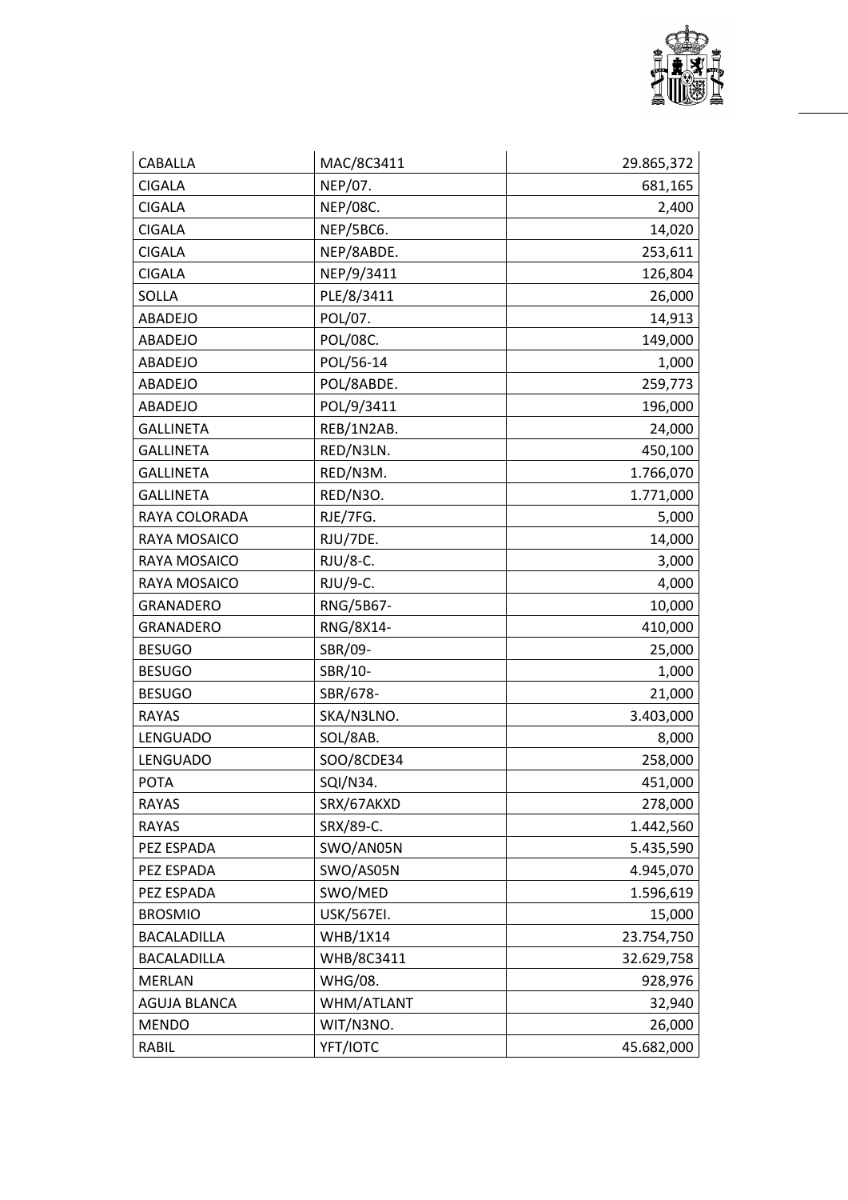| | | |
|---|---|---|
| CABALLA | MAC/8C3411 | 29.865,372 |
| CIGALA | NEP/07. | 681,165 |
| CIGALA | NEP/08C. | 2,400 |
| CIGALA | NEP/5BC6. | 14,020 |
| CIGALA | NEP/8ABDE. | 253,611 |
| CIGALA | NEP/9/3411 | 126,804 |
| SOLLA | PLE/8/3411 | 26,000 |
| ABADEJO | POL/07. | 14,913 |
| ABADEJO | POL/08C. | 149,000 |
| ABADEJO | POL/56-14 | 1,000 |
| ABADEJO | POL/8ABDE. | 259,773 |
| ABADEJO | POL/9/3411 | 196,000 |
| GALLINETA | REB/1N2AB. | 24,000 |
| GALLINETA | RED/N3LN. | 450,100 |
| GALLINETA | RED/N3M. | 1.766,070 |
| GALLINETA | RED/N3O. | 1.771,000 |
| RAYA COLORADA | RJE/7FG. | 5,000 |
| RAYA MOSAICO | RJU/7DE. | 14,000 |
| RAYA MOSAICO | RJU/8-C. | 3,000 |
| RAYA MOSAICO | RJU/9-C. | 4,000 |
| GRANADERO | RNG/5B67- | 10,000 |
| GRANADERO | RNG/8X14- | 410,000 |
| BESUGO | SBR/09- | 25,000 |
| BESUGO | SBR/10- | 1,000 |
| BESUGO | SBR/678- | 21,000 |
| RAYAS | SKA/N3LNO. | 3.403,000 |
| LENGUADO | SOL/8AB. | 8,000 |
| LENGUADO | SOO/8CDE34 | 258,000 |
| POTA | SQI/N34. | 451,000 |
| RAYAS | SRX/67AKXD | 278,000 |
| RAYAS | SRX/89-C. | 1.442,560 |
| PEZ ESPADA | SWO/AN05N | 5.435,590 |
| PEZ ESPADA | SWO/AS05N | 4.945,070 |
| PEZ ESPADA | SWO/MED | 1.596,619 |
| BROSMIO | USK/567EI. | 15,000 |
| BACALADILLA | WHB/1X14 | 23.754,750 |
| BACALADILLA | WHB/8C3411 | 32.629,758 |
| MERLAN | WHG/08. | 928,976 |
| AGUJA BLANCA | WHM/ATLANT | 32,940 |
| MENDO | WIT/N3NO. | 26,000 |
| RABIL | YFT/IOTC | 45.682,000 |